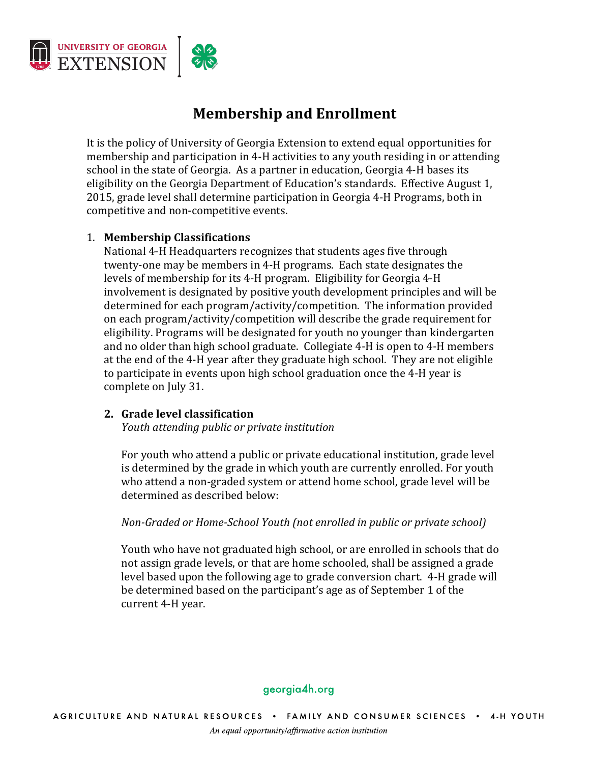# Membership and Enrollment

It is the policy of University of Georgia Extension to extend equal opportunities for membership and participation in 4-H activities to any youth residing in or attending school in the state of Georgia. As a partner in education, Georgia 4-H bases its eligibility on the Georgia Department of Education's standards. Effective August 1, 2015, grade level shall determine participation in Georgia 4-H Programs, both in competitive and non-competitive events.

1. **Membership Classifications**
   National 4-H Headquarters recognizes that students ages five through twenty-one may be members in 4-H programs. Each state designates the levels of membership for its 4-H program. Eligibility for Georgia 4-H involvement is designated by positive youth development principles and will be determined for each program/activity/competition. The information provided on each program/activity/competition will describe the grade requirement for eligibility. Programs will be designated for youth no younger than kindergarten and no older than high school graduate. Collegiate 4-H is open to 4-H members at the end of the 4-H year after they graduate high school. They are not eligible to participate in events upon high school graduation once the 4-H year is complete on July 31.

2. **Grade level classification**
   *Youth attending public or private institution*

   For youth who attend a public or private educational institution, grade level is determined by the grade in which youth are currently enrolled. For youth who attend a non-graded system or attend home school, grade level will be determined as described below:

   *Non-Graded or Home-School Youth (not enrolled in public or private school)*

   Youth who have not graduated high school, or are enrolled in schools that do not assign grade levels, or that are home schooled, shall be assigned a grade level based upon the following age to grade conversion chart. 4-H grade will be determined based on the participant's age as of September 1 of the current 4-H year.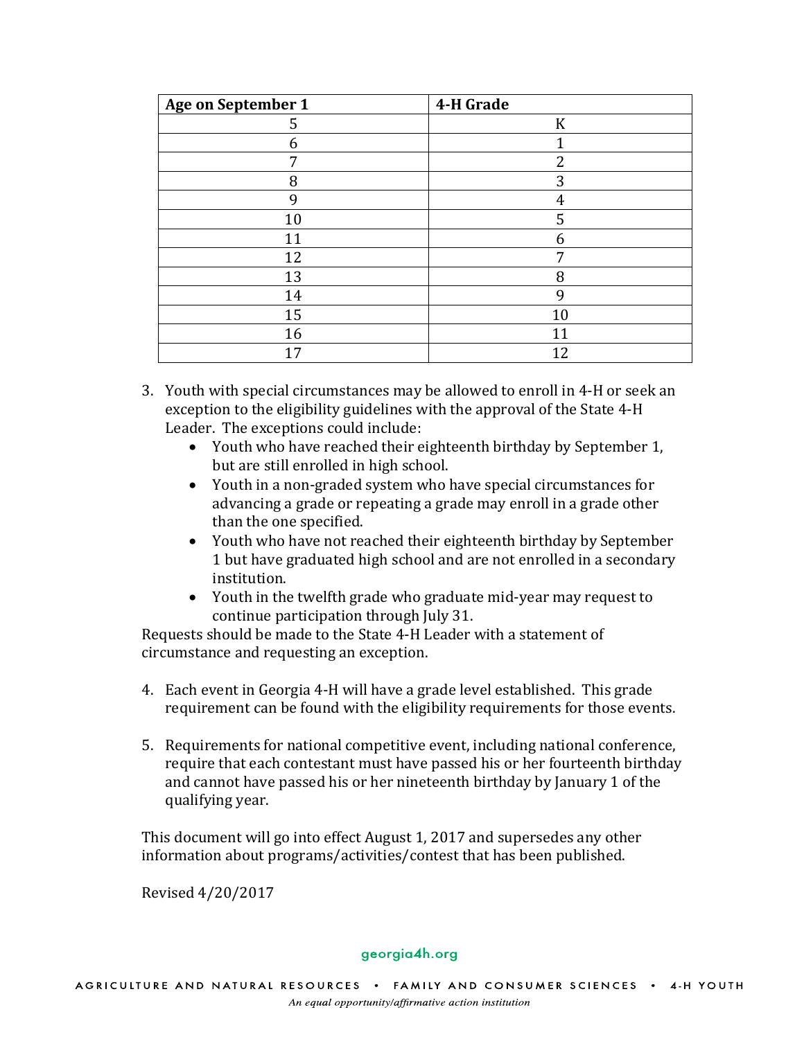| Age on September 1 | 4-H Grade |
|---|---|
| 5 | K |
| 6 | 1 |
| 7 | 2 |
| 8 | 3 |
| 9 | 4 |
| 10 | 5 |
| 11 | 6 |
| 12 | 7 |
| 13 | 8 |
| 14 | 9 |
| 15 | 10 |
| 16 | 11 |
| 17 | 12 |

3. Youth with special circumstances may be allowed to enroll in 4-H or seek an exception to the eligibility guidelines with the approval of the State 4-H Leader. The exceptions could include:
   - Youth who have reached their eighteenth birthday by September 1, but are still enrolled in high school.
   - Youth in a non-graded system who have special circumstances for advancing a grade or repeating a grade may enroll in a grade other than the one specified.
   - Youth who have not reached their eighteenth birthday by September 1 but have graduated high school and are not enrolled in a secondary institution.
   - Youth in the twelfth grade who graduate mid-year may request to continue participation through July 31.

Requests should be made to the State 4-H Leader with a statement of circumstance and requesting an exception.

4. Each event in Georgia 4-H will have a grade level established. This grade requirement can be found with the eligibility requirements for those events.

5. Requirements for national competitive event, including national conference, require that each contestant must have passed his or her fourteenth birthday and cannot have passed his or her nineteenth birthday by January 1 of the qualifying year.

This document will go into effect August 1, 2017 and supersedes any other information about programs/activities/contest that has been published.

Revised 4/20/2017

georgia4h.org

AGRICULTURE AND NATURAL RESOURCES • FAMILY AND CONSUMER SCIENCES • 4-H YOUTH

*An equal opportunity/affirmative action institution*